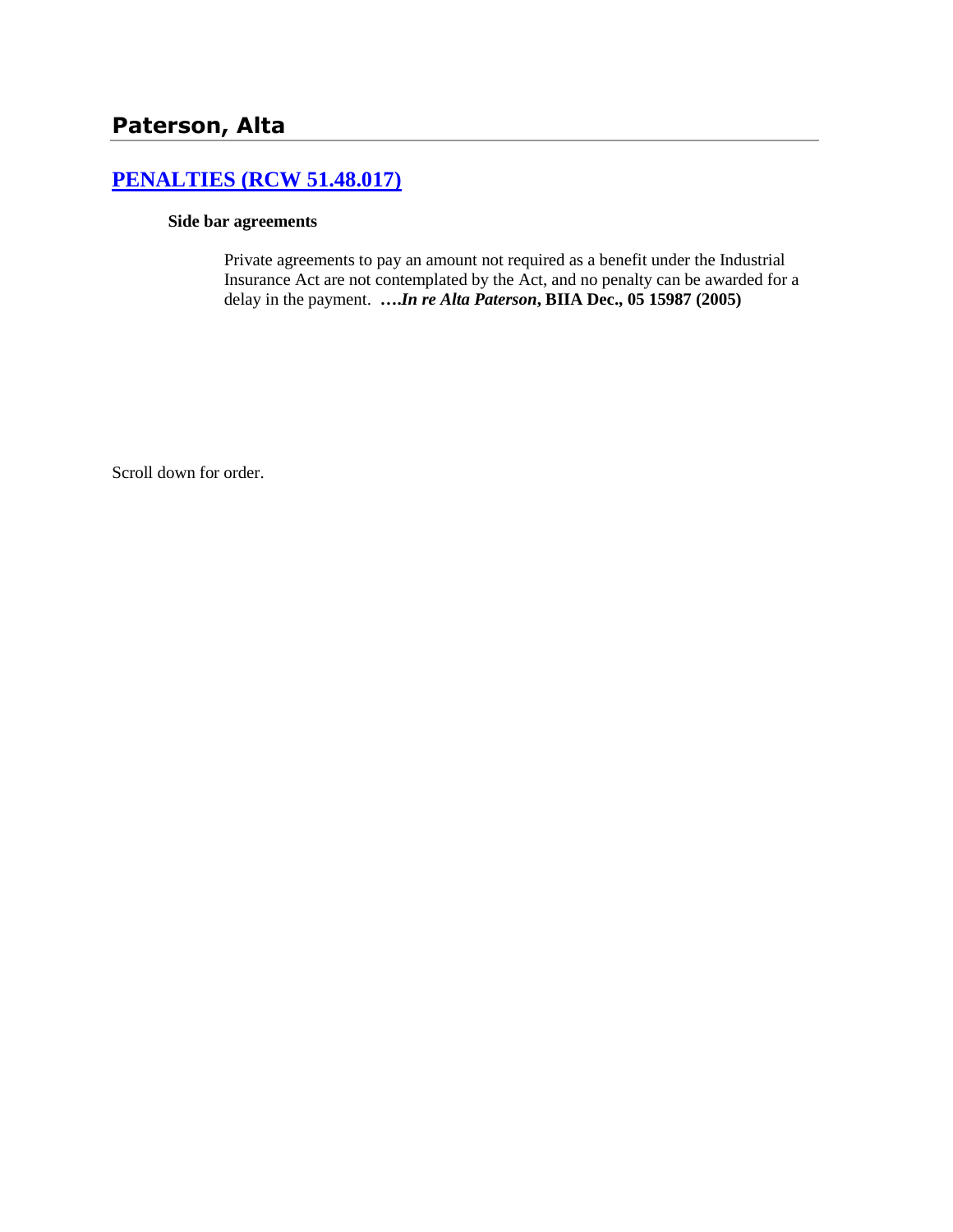## Paterson, Alta

### [PENALTIES (RCW 51.48.017)]

**Side bar agreements**

> Private agreements to pay an amount not required as a benefit under the Industrial Insurance Act are not contemplated by the Act, and no penalty can be awarded for a delay in the payment. **….*In re Alta Paterson*, BIIA Dec., 05 15987 (2005)**

Scroll down for order.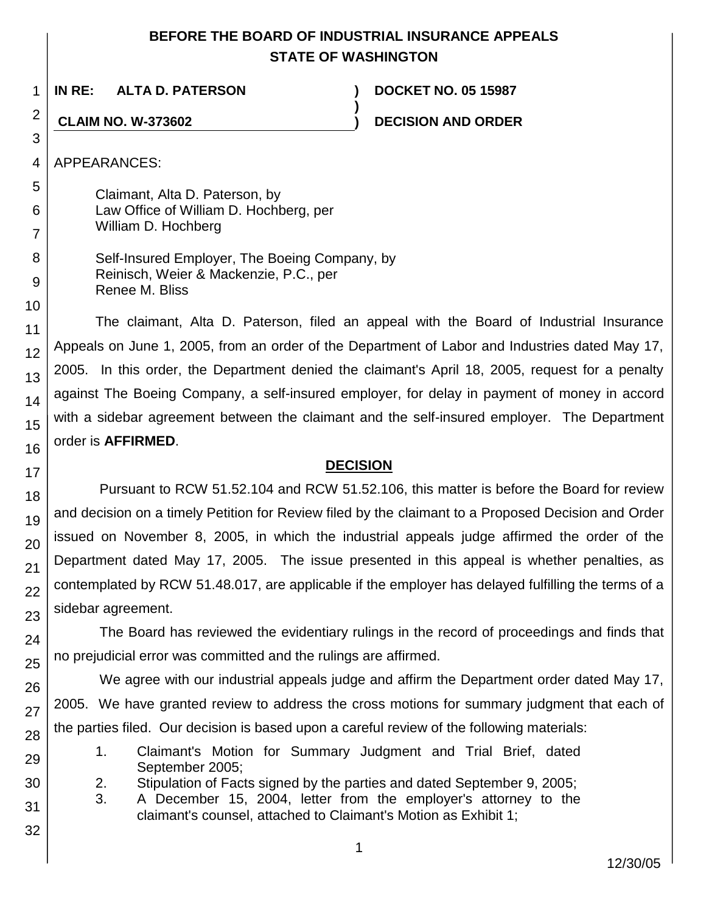**BEFORE THE BOARD OF INDUSTRIAL INSURANCE APPEALS**
**STATE OF WASHINGTON**

**IN RE: ALTA D. PATERSON** ) **DOCKET NO. 05 15987**
)
**CLAIM NO. W-373602** ) **DECISION AND ORDER**

APPEARANCES:

Claimant, Alta D. Paterson, by
Law Office of William D. Hochberg, per
William D. Hochberg

Self-Insured Employer, The Boeing Company, by
Reinisch, Weier & Mackenzie, P.C., per
Renee M. Bliss

The claimant, Alta D. Paterson, filed an appeal with the Board of Industrial Insurance Appeals on June 1, 2005, from an order of the Department of Labor and Industries dated May 17, 2005. In this order, the Department denied the claimant's April 18, 2005, request for a penalty against The Boeing Company, a self-insured employer, for delay in payment of money in accord with a sidebar agreement between the claimant and the self-insured employer. The Department order is **AFFIRMED**.

## DECISION

Pursuant to RCW 51.52.104 and RCW 51.52.106, this matter is before the Board for review and decision on a timely Petition for Review filed by the claimant to a Proposed Decision and Order issued on November 8, 2005, in which the industrial appeals judge affirmed the order of the Department dated May 17, 2005. The issue presented in this appeal is whether penalties, as contemplated by RCW 51.48.017, are applicable if the employer has delayed fulfilling the terms of a sidebar agreement.

The Board has reviewed the evidentiary rulings in the record of proceedings and finds that no prejudicial error was committed and the rulings are affirmed.

We agree with our industrial appeals judge and affirm the Department order dated May 17, 2005. We have granted review to address the cross motions for summary judgment that each of the parties filed. Our decision is based upon a careful review of the following materials:

1. Claimant's Motion for Summary Judgment and Trial Brief, dated September 2005;
2. Stipulation of Facts signed by the parties and dated September 9, 2005;
3. A December 15, 2004, letter from the employer's attorney to the claimant's counsel, attached to Claimant's Motion as Exhibit 1;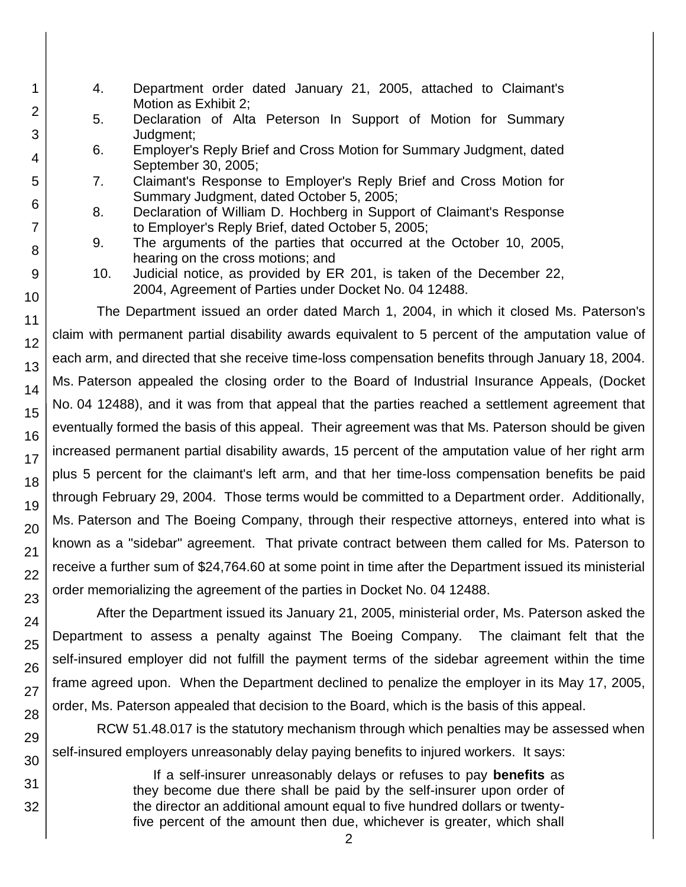4. Department order dated January 21, 2005, attached to Claimant's Motion as Exhibit 2;
5. Declaration of Alta Peterson In Support of Motion for Summary Judgment;
6. Employer's Reply Brief and Cross Motion for Summary Judgment, dated September 30, 2005;
7. Claimant's Response to Employer's Reply Brief and Cross Motion for Summary Judgment, dated October 5, 2005;
8. Declaration of William D. Hochberg in Support of Claimant's Response to Employer's Reply Brief, dated October 5, 2005;
9. The arguments of the parties that occurred at the October 10, 2005, hearing on the cross motions; and
10. Judicial notice, as provided by ER 201, is taken of the December 22, 2004, Agreement of Parties under Docket No. 04 12488.

The Department issued an order dated March 1, 2004, in which it closed Ms. Paterson's claim with permanent partial disability awards equivalent to 5 percent of the amputation value of each arm, and directed that she receive time-loss compensation benefits through January 18, 2004. Ms. Paterson appealed the closing order to the Board of Industrial Insurance Appeals, (Docket No. 04 12488), and it was from that appeal that the parties reached a settlement agreement that eventually formed the basis of this appeal. Their agreement was that Ms. Paterson should be given increased permanent partial disability awards, 15 percent of the amputation value of her right arm plus 5 percent for the claimant's left arm, and that her time-loss compensation benefits be paid through February 29, 2004. Those terms would be committed to a Department order. Additionally, Ms. Paterson and The Boeing Company, through their respective attorneys, entered into what is known as a "sidebar" agreement. That private contract between them called for Ms. Paterson to receive a further sum of $24,764.60 at some point in time after the Department issued its ministerial order memorializing the agreement of the parties in Docket No. 04 12488.

After the Department issued its January 21, 2005, ministerial order, Ms. Paterson asked the Department to assess a penalty against The Boeing Company. The claimant felt that the self-insured employer did not fulfill the payment terms of the sidebar agreement within the time frame agreed upon. When the Department declined to penalize the employer in its May 17, 2005, order, Ms. Paterson appealed that decision to the Board, which is the basis of this appeal.

RCW 51.48.017 is the statutory mechanism through which penalties may be assessed when self-insured employers unreasonably delay paying benefits to injured workers. It says:

> If a self-insurer unreasonably delays or refuses to pay **benefits** as they become due there shall be paid by the self-insurer upon order of the director an additional amount equal to five hundred dollars or twenty-five percent of the amount then due, whichever is greater, which shall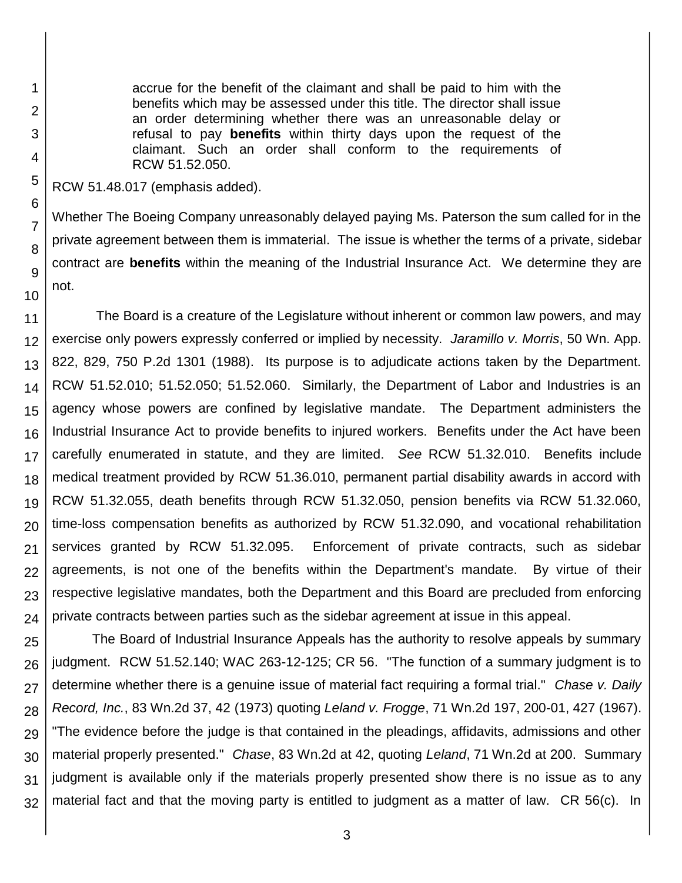> accrue for the benefit of the claimant and shall be paid to him with the benefits which may be assessed under this title. The director shall issue an order determining whether there was an unreasonable delay or refusal to pay **benefits** within thirty days upon the request of the claimant. Such an order shall conform to the requirements of RCW 51.52.050.

RCW 51.48.017 (emphasis added).

Whether The Boeing Company unreasonably delayed paying Ms. Paterson the sum called for in the private agreement between them is immaterial. The issue is whether the terms of a private, sidebar contract are **benefits** within the meaning of the Industrial Insurance Act. We determine they are not.

The Board is a creature of the Legislature without inherent or common law powers, and may exercise only powers expressly conferred or implied by necessity. *Jaramillo v. Morris*, 50 Wn. App. 822, 829, 750 P.2d 1301 (1988). Its purpose is to adjudicate actions taken by the Department. RCW 51.52.010; 51.52.050; 51.52.060. Similarly, the Department of Labor and Industries is an agency whose powers are confined by legislative mandate. The Department administers the Industrial Insurance Act to provide benefits to injured workers. Benefits under the Act have been carefully enumerated in statute, and they are limited. *See* RCW 51.32.010. Benefits include medical treatment provided by RCW 51.36.010, permanent partial disability awards in accord with RCW 51.32.055, death benefits through RCW 51.32.050, pension benefits via RCW 51.32.060, time-loss compensation benefits as authorized by RCW 51.32.090, and vocational rehabilitation services granted by RCW 51.32.095. Enforcement of private contracts, such as sidebar agreements, is not one of the benefits within the Department's mandate. By virtue of their respective legislative mandates, both the Department and this Board are precluded from enforcing private contracts between parties such as the sidebar agreement at issue in this appeal.

The Board of Industrial Insurance Appeals has the authority to resolve appeals by summary judgment. RCW 51.52.140; WAC 263-12-125; CR 56. "The function of a summary judgment is to determine whether there is a genuine issue of material fact requiring a formal trial." *Chase v. Daily Record, Inc.*, 83 Wn.2d 37, 42 (1973) quoting *Leland v. Frogge*, 71 Wn.2d 197, 200-01, 427 (1967). "The evidence before the judge is that contained in the pleadings, affidavits, admissions and other material properly presented." *Chase*, 83 Wn.2d at 42, quoting *Leland*, 71 Wn.2d at 200. Summary judgment is available only if the materials properly presented show there is no issue as to any material fact and that the moving party is entitled to judgment as a matter of law. CR 56(c). In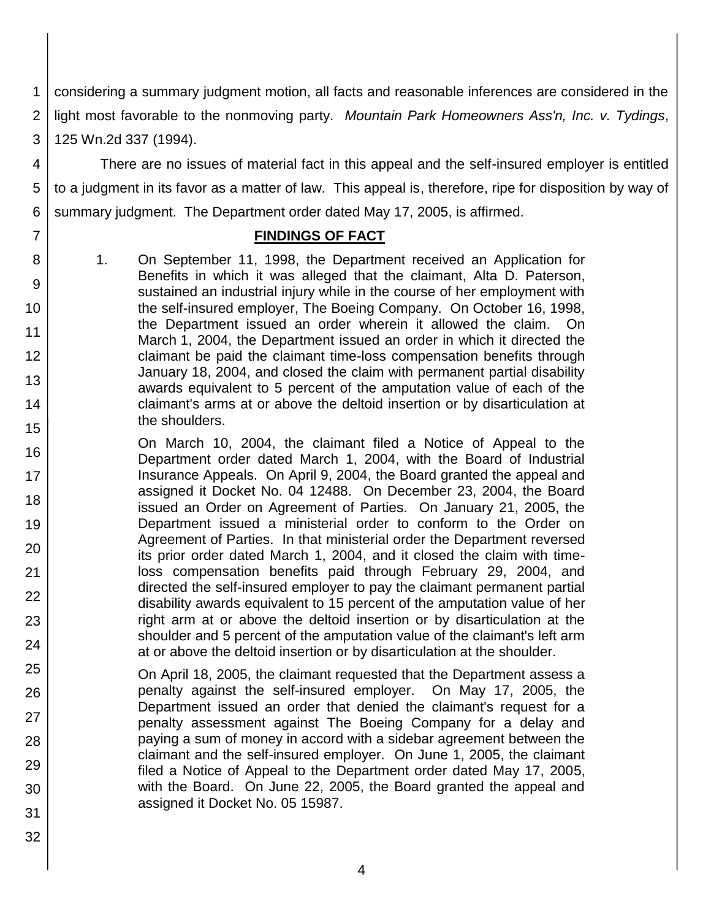considering a summary judgment motion, all facts and reasonable inferences are considered in the light most favorable to the nonmoving party. *Mountain Park Homeowners Ass'n, Inc. v. Tydings*, 125 Wn.2d 337 (1994).

There are no issues of material fact in this appeal and the self-insured employer is entitled to a judgment in its favor as a matter of law. This appeal is, therefore, ripe for disposition by way of summary judgment. The Department order dated May 17, 2005, is affirmed.

## FINDINGS OF FACT

1. On September 11, 1998, the Department received an Application for Benefits in which it was alleged that the claimant, Alta D. Paterson, sustained an industrial injury while in the course of her employment with the self-insured employer, The Boeing Company. On October 16, 1998, the Department issued an order wherein it allowed the claim. On March 1, 2004, the Department issued an order in which it directed the claimant be paid the claimant time-loss compensation benefits through January 18, 2004, and closed the claim with permanent partial disability awards equivalent to 5 percent of the amputation value of each of the claimant's arms at or above the deltoid insertion or by disarticulation at the shoulders.

   On March 10, 2004, the claimant filed a Notice of Appeal to the Department order dated March 1, 2004, with the Board of Industrial Insurance Appeals. On April 9, 2004, the Board granted the appeal and assigned it Docket No. 04 12488. On December 23, 2004, the Board issued an Order on Agreement of Parties. On January 21, 2005, the Department issued a ministerial order to conform to the Order on Agreement of Parties. In that ministerial order the Department reversed its prior order dated March 1, 2004, and it closed the claim with time-loss compensation benefits paid through February 29, 2004, and directed the self-insured employer to pay the claimant permanent partial disability awards equivalent to 15 percent of the amputation value of her right arm at or above the deltoid insertion or by disarticulation at the shoulder and 5 percent of the amputation value of the claimant's left arm at or above the deltoid insertion or by disarticulation at the shoulder.

   On April 18, 2005, the claimant requested that the Department assess a penalty against the self-insured employer. On May 17, 2005, the Department issued an order that denied the claimant's request for a penalty assessment against The Boeing Company for a delay and paying a sum of money in accord with a sidebar agreement between the claimant and the self-insured employer. On June 1, 2005, the claimant filed a Notice of Appeal to the Department order dated May 17, 2005, with the Board. On June 22, 2005, the Board granted the appeal and assigned it Docket No. 05 15987.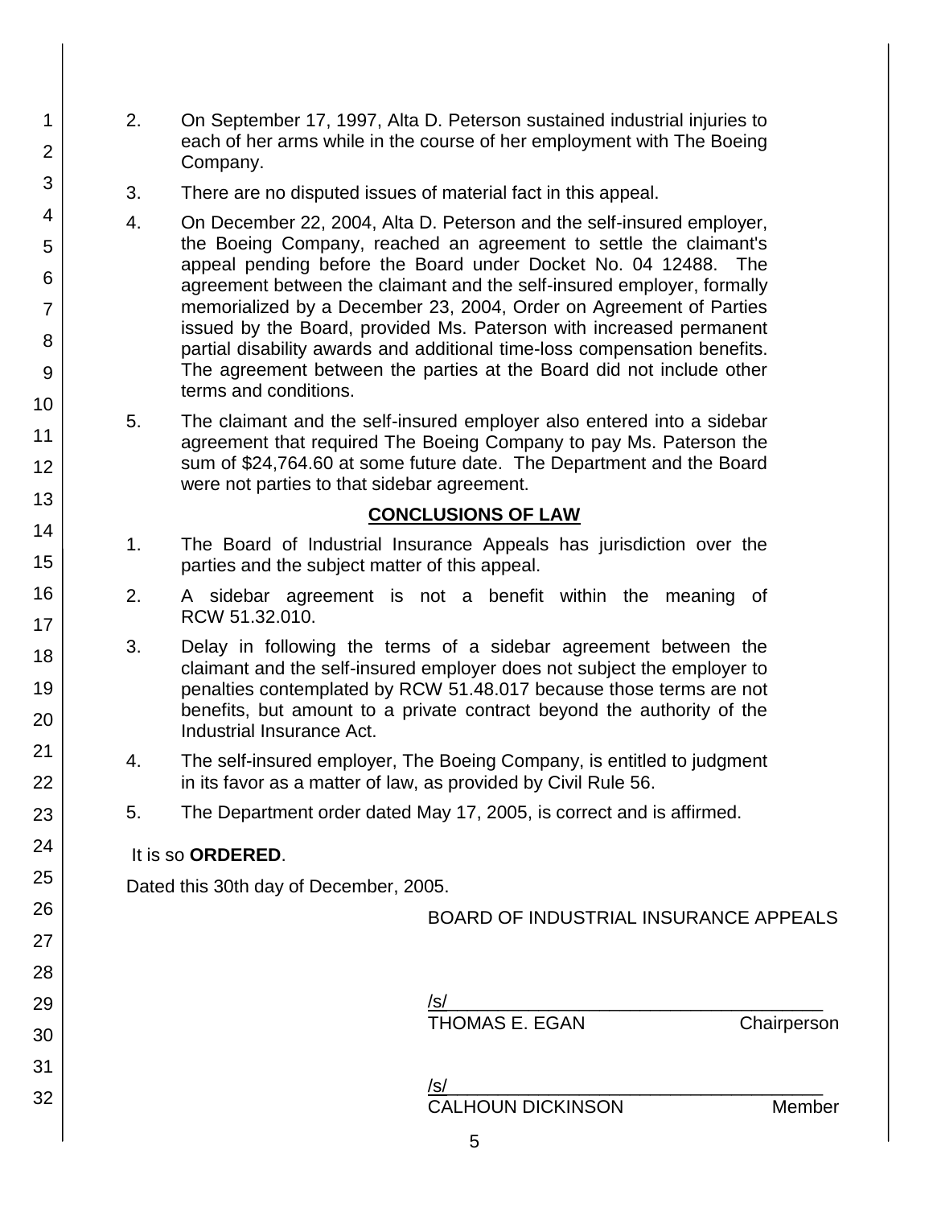2. On September 17, 1997, Alta D. Peterson sustained industrial injuries to each of her arms while in the course of her employment with The Boeing Company.

3. There are no disputed issues of material fact in this appeal.

4. On December 22, 2004, Alta D. Peterson and the self-insured employer, the Boeing Company, reached an agreement to settle the claimant's appeal pending before the Board under Docket No. 04 12488. The agreement between the claimant and the self-insured employer, formally memorialized by a December 23, 2004, Order on Agreement of Parties issued by the Board, provided Ms. Paterson with increased permanent partial disability awards and additional time-loss compensation benefits. The agreement between the parties at the Board did not include other terms and conditions.

5. The claimant and the self-insured employer also entered into a sidebar agreement that required The Boeing Company to pay Ms. Paterson the sum of $24,764.60 at some future date. The Department and the Board were not parties to that sidebar agreement.

## CONCLUSIONS OF LAW

1. The Board of Industrial Insurance Appeals has jurisdiction over the parties and the subject matter of this appeal.

2. A sidebar agreement is not a benefit within the meaning of RCW 51.32.010.

3. Delay in following the terms of a sidebar agreement between the claimant and the self-insured employer does not subject the employer to penalties contemplated by RCW 51.48.017 because those terms are not benefits, but amount to a private contract beyond the authority of the Industrial Insurance Act.

4. The self-insured employer, The Boeing Company, is entitled to judgment in its favor as a matter of law, as provided by Civil Rule 56.

5. The Department order dated May 17, 2005, is correct and is affirmed.

It is so **ORDERED**.

Dated this 30th day of December, 2005.

BOARD OF INDUSTRIAL INSURANCE APPEALS

/s/
THOMAS E. EGAN Chairperson

/s/
CALHOUN DICKINSON Member